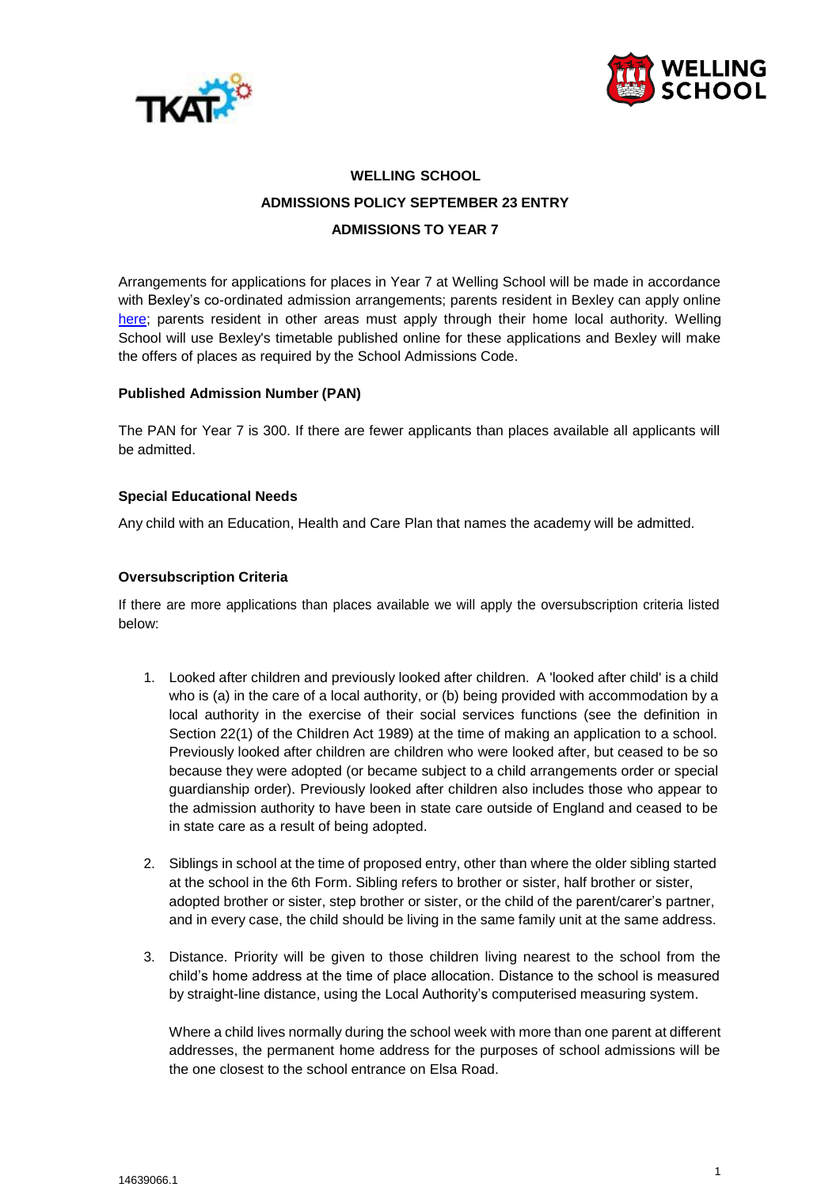# WELLING SCHOOL

## ADMISSIONS POLICY SEPTEMBER 23 ENTRY

## ADMISSIONS TO YEAR 7

Arrangements for applications for places in Year 7 at Welling School will be made in accordance with Bexley's co-ordinated admission arrangements; parents resident in Bexley can apply online here; parents resident in other areas must apply through their home local authority. Welling School will use Bexley's timetable published online for these applications and Bexley will make the offers of places as required by the School Admissions Code.

### Published Admission Number (PAN)

The PAN for Year 7 is 300. If there are fewer applicants than places available all applicants will be admitted.

### Special Educational Needs

Any child with an Education, Health and Care Plan that names the academy will be admitted.

### Oversubscription Criteria

If there are more applications than places available we will apply the oversubscription criteria listed below:

1. Looked after children and previously looked after children. A 'looked after child' is a child who is (a) in the care of a local authority, or (b) being provided with accommodation by a local authority in the exercise of their social services functions (see the definition in Section 22(1) of the Children Act 1989) at the time of making an application to a school. Previously looked after children are children who were looked after, but ceased to be so because they were adopted (or became subject to a child arrangements order or special guardianship order). Previously looked after children also includes those who appear to the admission authority to have been in state care outside of England and ceased to be in state care as a result of being adopted.

2. Siblings in school at the time of proposed entry, other than where the older sibling started at the school in the 6th Form. Sibling refers to brother or sister, half brother or sister, adopted brother or sister, step brother or sister, or the child of the parent/carer's partner, and in every case, the child should be living in the same family unit at the same address.

3. Distance. Priority will be given to those children living nearest to the school from the child's home address at the time of place allocation. Distance to the school is measured by straight-line distance, using the Local Authority's computerised measuring system.

   Where a child lives normally during the school week with more than one parent at different addresses, the permanent home address for the purposes of school admissions will be the one closest to the school entrance on Elsa Road.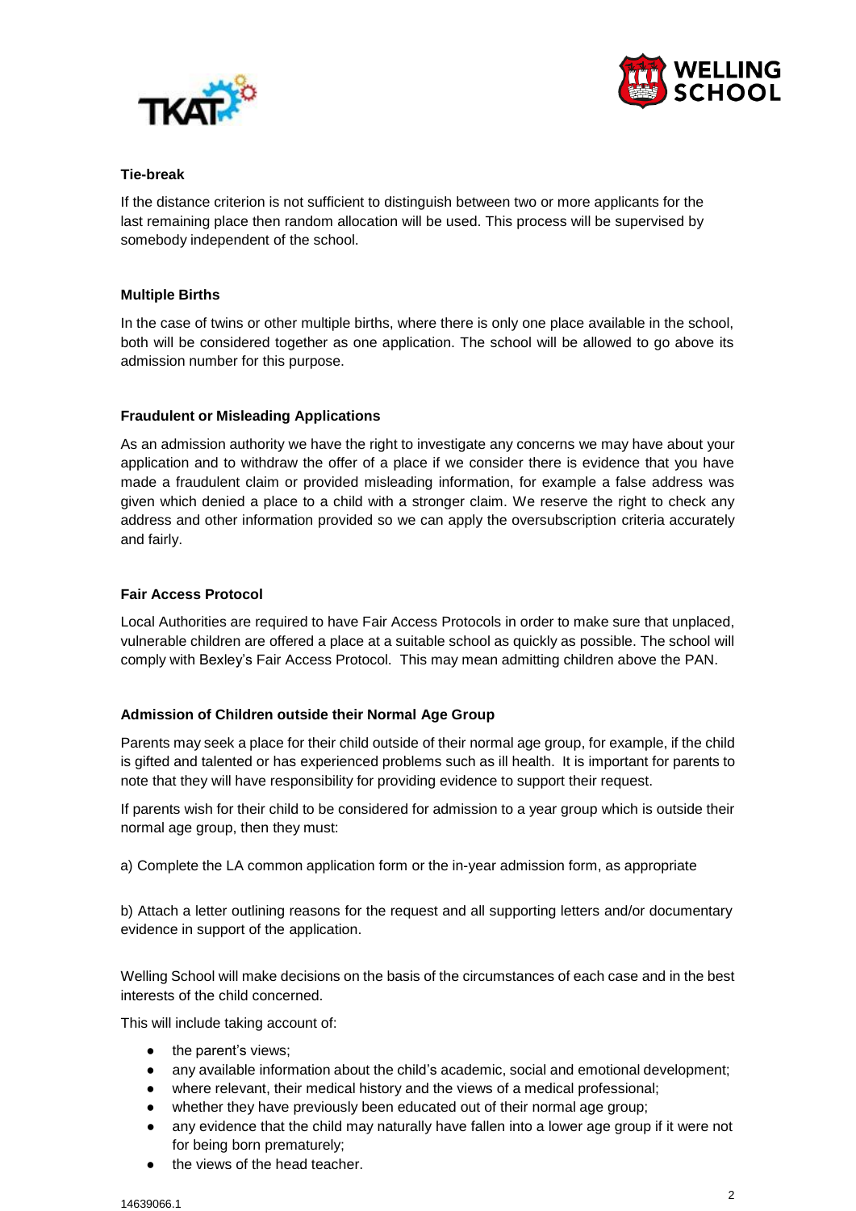**Tie-break**

If the distance criterion is not sufficient to distinguish between two or more applicants for the last remaining place then random allocation will be used. This process will be supervised by somebody independent of the school.

**Multiple Births**

In the case of twins or other multiple births, where there is only one place available in the school, both will be considered together as one application. The school will be allowed to go above its admission number for this purpose.

**Fraudulent or Misleading Applications**

As an admission authority we have the right to investigate any concerns we may have about your application and to withdraw the offer of a place if we consider there is evidence that you have made a fraudulent claim or provided misleading information, for example a false address was given which denied a place to a child with a stronger claim. We reserve the right to check any address and other information provided so we can apply the oversubscription criteria accurately and fairly.

**Fair Access Protocol**

Local Authorities are required to have Fair Access Protocols in order to make sure that unplaced, vulnerable children are offered a place at a suitable school as quickly as possible. The school will comply with Bexley's Fair Access Protocol. This may mean admitting children above the PAN.

**Admission of Children outside their Normal Age Group**

Parents may seek a place for their child outside of their normal age group, for example, if the child is gifted and talented or has experienced problems such as ill health. It is important for parents to note that they will have responsibility for providing evidence to support their request.

If parents wish for their child to be considered for admission to a year group which is outside their normal age group, then they must:

a) Complete the LA common application form or the in-year admission form, as appropriate

b) Attach a letter outlining reasons for the request and all supporting letters and/or documentary evidence in support of the application.

Welling School will make decisions on the basis of the circumstances of each case and in the best interests of the child concerned.

This will include taking account of:

- the parent's views;
- any available information about the child's academic, social and emotional development;
- where relevant, their medical history and the views of a medical professional;
- whether they have previously been educated out of their normal age group;
- any evidence that the child may naturally have fallen into a lower age group if it were not for being born prematurely;
- the views of the head teacher.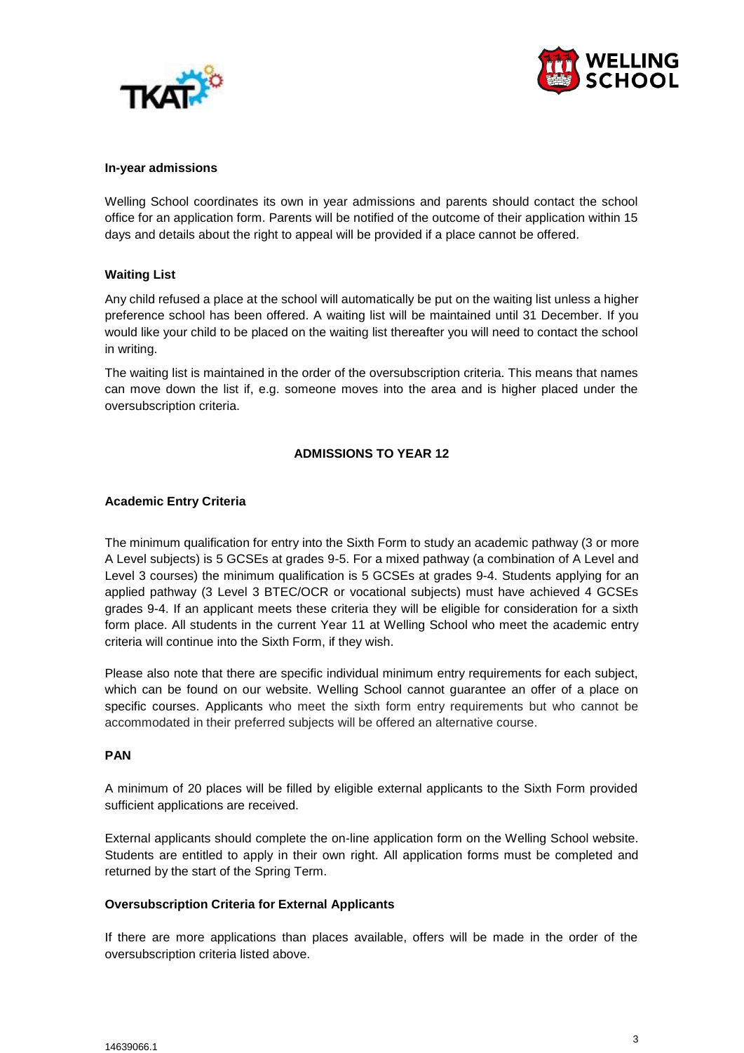**In-year admissions**

Welling School coordinates its own in year admissions and parents should contact the school office for an application form. Parents will be notified of the outcome of their application within 15 days and details about the right to appeal will be provided if a place cannot be offered.

**Waiting List**

Any child refused a place at the school will automatically be put on the waiting list unless a higher preference school has been offered. A waiting list will be maintained until 31 December. If you would like your child to be placed on the waiting list thereafter you will need to contact the school in writing.

The waiting list is maintained in the order of the oversubscription criteria. This means that names can move down the list if, e.g. someone moves into the area and is higher placed under the oversubscription criteria.

**ADMISSIONS TO YEAR 12**

**Academic Entry Criteria**

The minimum qualification for entry into the Sixth Form to study an academic pathway (3 or more A Level subjects) is 5 GCSEs at grades 9-5. For a mixed pathway (a combination of A Level and Level 3 courses) the minimum qualification is 5 GCSEs at grades 9-4. Students applying for an applied pathway (3 Level 3 BTEC/OCR or vocational subjects) must have achieved 4 GCSEs grades 9-4. If an applicant meets these criteria they will be eligible for consideration for a sixth form place. All students in the current Year 11 at Welling School who meet the academic entry criteria will continue into the Sixth Form, if they wish.

Please also note that there are specific individual minimum entry requirements for each subject, which can be found on our website. Welling School cannot guarantee an offer of a place on specific courses. Applicants who meet the sixth form entry requirements but who cannot be accommodated in their preferred subjects will be offered an alternative course.

**PAN**

A minimum of 20 places will be filled by eligible external applicants to the Sixth Form provided sufficient applications are received.

External applicants should complete the on-line application form on the Welling School website. Students are entitled to apply in their own right. All application forms must be completed and returned by the start of the Spring Term.

**Oversubscription Criteria for External Applicants**

If there are more applications than places available, offers will be made in the order of the oversubscription criteria listed above.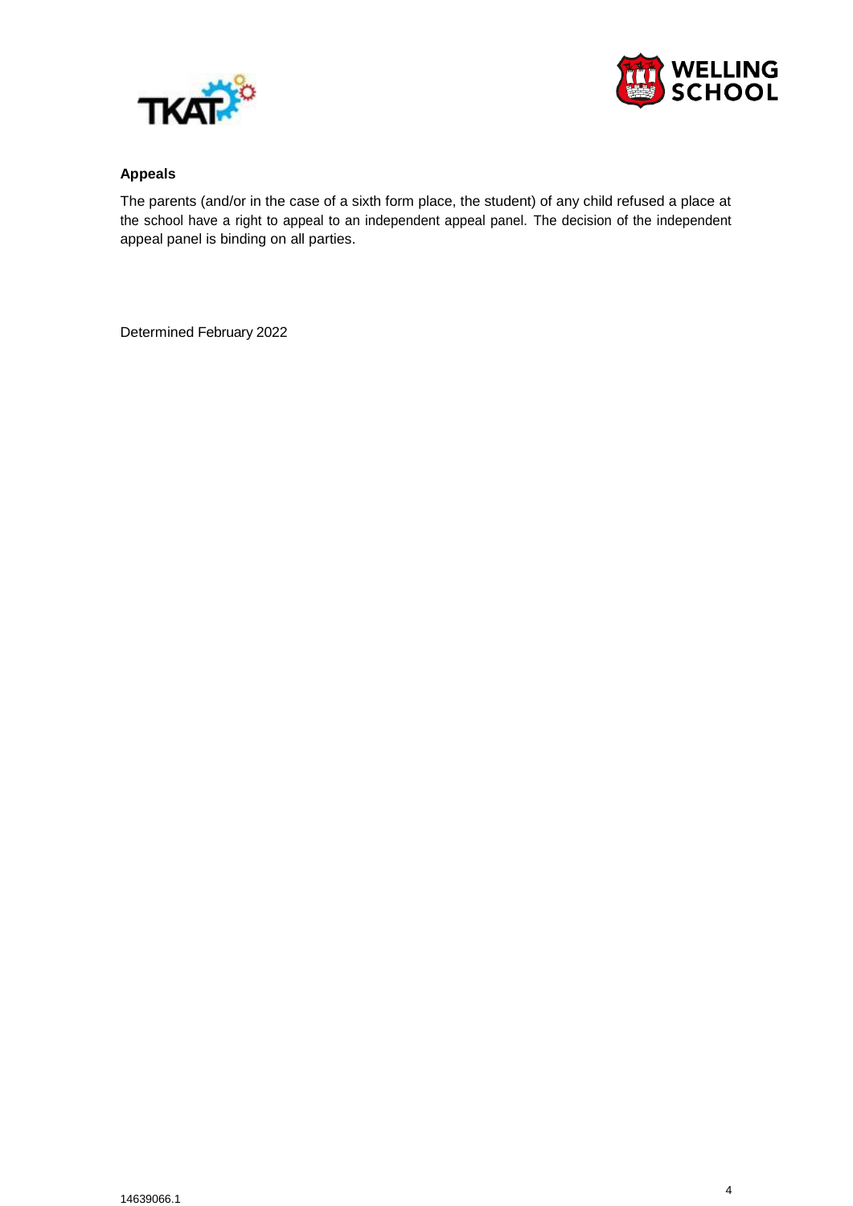**Appeals**

The parents (and/or in the case of a sixth form place, the student) of any child refused a place at the school have a right to appeal to an independent appeal panel. The decision of the independent appeal panel is binding on all parties.

Determined February 2022